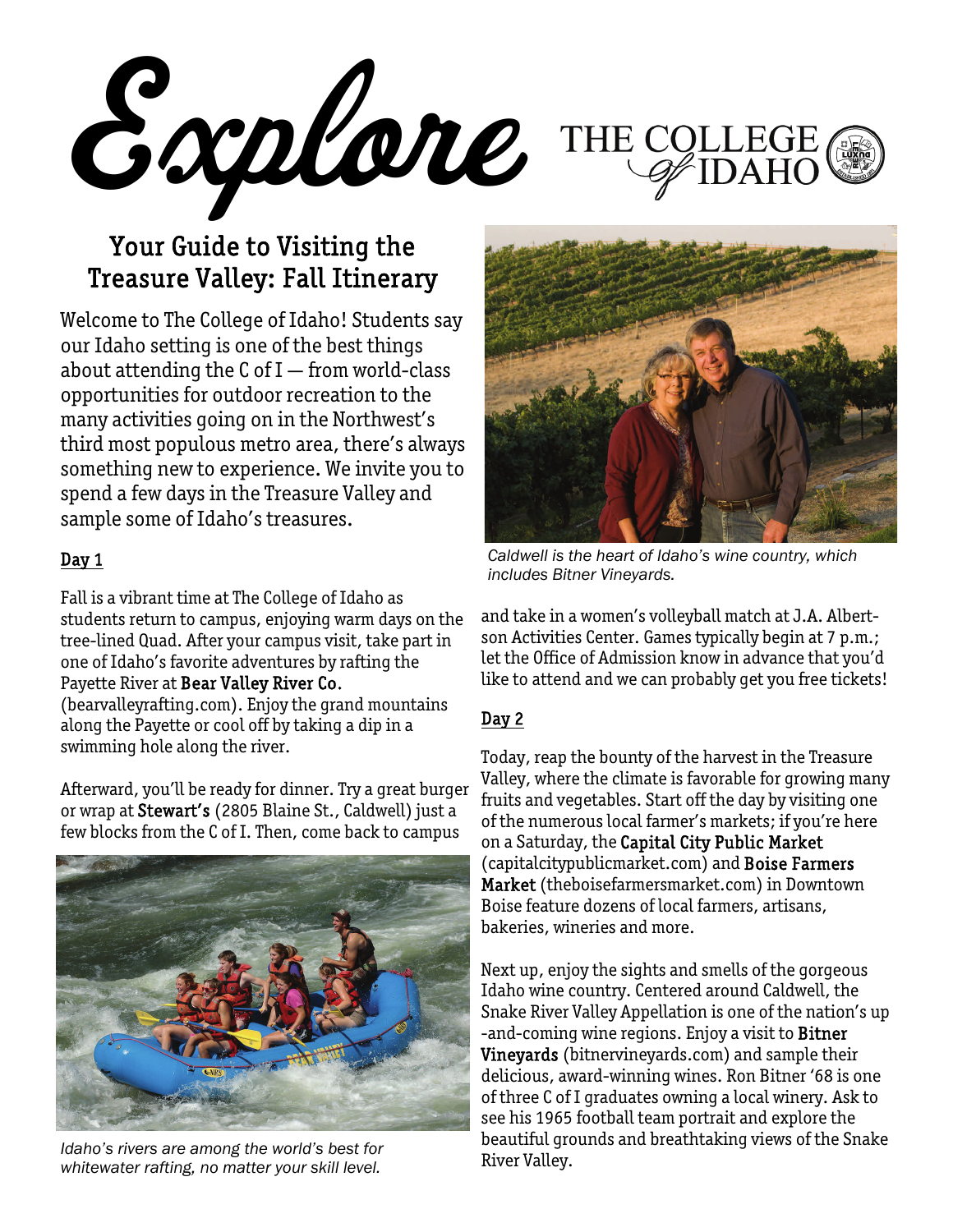# Explore THE COLLEGE of IDAHO

## Your Guide to Visiting the Treasure Valley: Fall Itinerary

Welcome to The College of Idaho! Students say our Idaho setting is one of the best things about attending the C of I — from world-class opportunities for outdoor recreation to the many activities going on in the Northwest's third most populous metro area, there's always something new to experience. We invite you to spend a few days in the Treasure Valley and sample some of Idaho's treasures.

### Day 1

Fall is a vibrant time at The College of Idaho as students return to campus, enjoying warm days on the tree-lined Quad. After your campus visit, take part in one of Idaho's favorite adventures by rafting the Payette River at **Bear Valley River Co.** (bearvalleyrafting.com). Enjoy the grand mountains along the Payette or cool off by taking a dip in a swimming hole along the river.

Afterward, you'll be ready for dinner. Try a great burger or wrap at **Stewart's** (2805 Blaine St., Caldwell) just a few blocks from the C of I. Then, come back to campus and take in a women's volleyball match at J.A. Albertson Activities Center. Games typically begin at 7 p.m.; let the Office of Admission know in advance that you'd like to attend and we can probably get you free tickets!

*Idaho's rivers are among the world's best for whitewater rafting, no matter your skill level.*

*Caldwell is the heart of Idaho's wine country, which includes Bitner Vineyards.*

### Day 2

Today, reap the bounty of the harvest in the Treasure Valley, where the climate is favorable for growing many fruits and vegetables. Start off the day by visiting one of the numerous local farmer's markets; if you're here on a Saturday, the **Capital City Public Market** (capitalcitypublicmarket.com) and **Boise Farmers Market** (theboisefarmersmarket.com) in Downtown Boise feature dozens of local farmers, artisans, bakeries, wineries and more.

Next up, enjoy the sights and smells of the gorgeous Idaho wine country. Centered around Caldwell, the Snake River Valley Appellation is one of the nation's up-and-coming wine regions. Enjoy a visit to **Bitner Vineyards** (bitnervineyards.com) and sample their delicious, award-winning wines. Ron Bitner '68 is one of three C of I graduates owning a local winery. Ask to see his 1965 football team portrait and explore the beautiful grounds and breathtaking views of the Snake River Valley.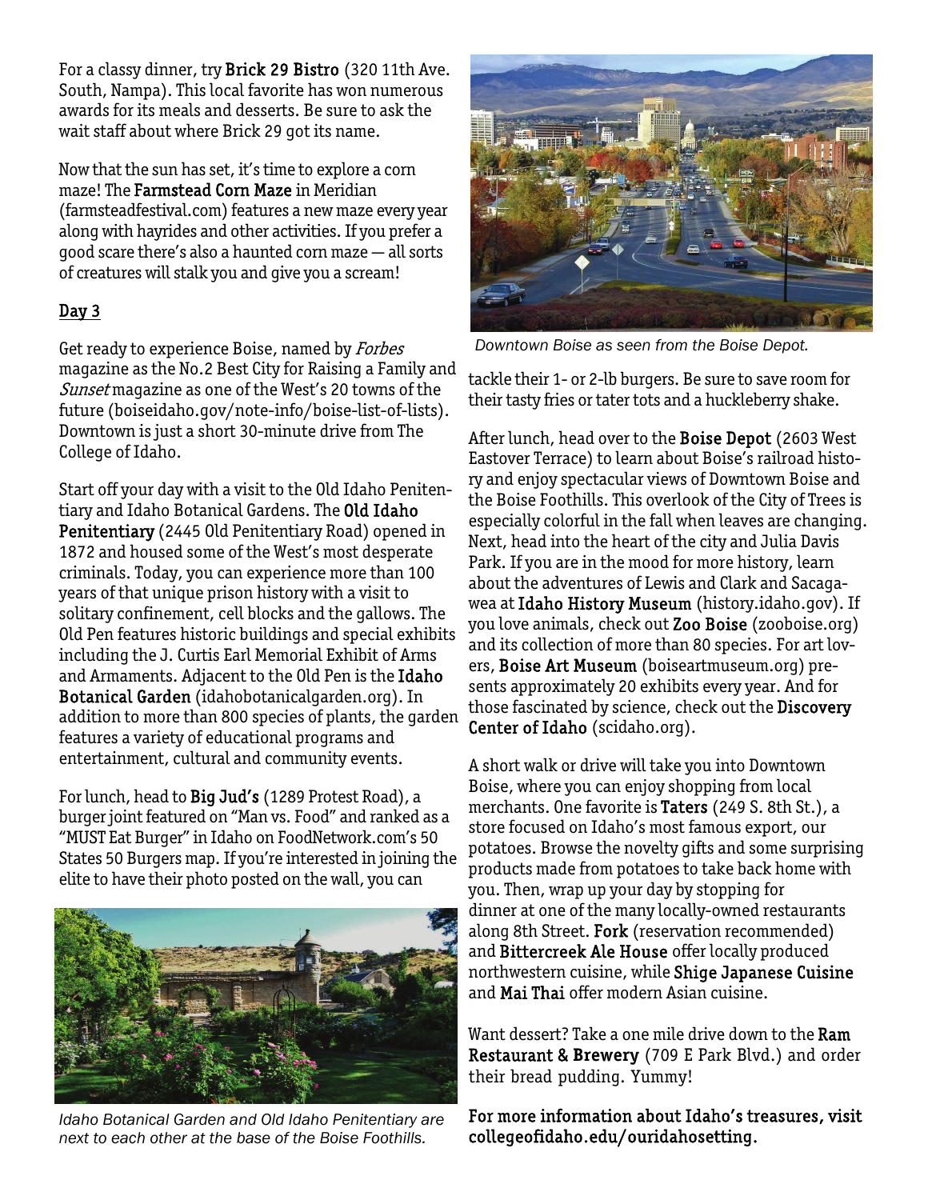For a classy dinner, try **Brick 29 Bistro** (320 11th Ave. South, Nampa). This local favorite has won numerous awards for its meals and desserts. Be sure to ask the wait staff about where Brick 29 got its name.

Now that the sun has set, it's time to explore a corn maze! The **Farmstead Corn Maze** in Meridian (farmsteadfestival.com) features a new maze every year along with hayrides and other activities. If you prefer a good scare there's also a haunted corn maze — all sorts of creatures will stalk you and give you a scream!

## Day 3

Get ready to experience Boise, named by *Forbes* magazine as the No.2 Best City for Raising a Family and *Sunset* magazine as one of the West's 20 towns of the future (boiseidaho.gov/note-info/boise-list-of-lists). Downtown is just a short 30-minute drive from The College of Idaho.

Start off your day with a visit to the Old Idaho Penitentiary and Idaho Botanical Gardens. The **Old Idaho Penitentiary** (2445 Old Penitentiary Road) opened in 1872 and housed some of the West's most desperate criminals. Today, you can experience more than 100 years of that unique prison history with a visit to solitary confinement, cell blocks and the gallows. The Old Pen features historic buildings and special exhibits including the J. Curtis Earl Memorial Exhibit of Arms and Armaments. Adjacent to the Old Pen is the **Idaho Botanical Garden** (idahobotanicalgarden.org). In addition to more than 800 species of plants, the garden features a variety of educational programs and entertainment, cultural and community events.

For lunch, head to **Big Jud's** (1289 Protest Road), a burger joint featured on "Man vs. Food" and ranked as a "MUST Eat Burger" in Idaho on FoodNetwork.com's 50 States 50 Burgers map. If you're interested in joining the elite to have their photo posted on the wall, you can tackle their 1- or 2-lb burgers. Be sure to save room for their tasty fries or tater tots and a huckleberry shake.

Idaho Botanical Garden and Old Idaho Penitentiary are next to each other at the base of the Boise Foothills.

Downtown Boise as seen from the Boise Depot.

After lunch, head over to the **Boise Depot** (2603 West Eastover Terrace) to learn about Boise's railroad history and enjoy spectacular views of Downtown Boise and the Boise Foothills. This overlook of the City of Trees is especially colorful in the fall when leaves are changing. Next, head into the heart of the city and Julia Davis Park. If you are in the mood for more history, learn about the adventures of Lewis and Clark and Sacagawea at **Idaho History Museum** (history.idaho.gov). If you love animals, check out **Zoo Boise** (zooboise.org) and its collection of more than 80 species. For art lovers, **Boise Art Museum** (boiseartmuseum.org) presents approximately 20 exhibits every year. And for those fascinated by science, check out the **Discovery Center of Idaho** (scidaho.org).

A short walk or drive will take you into Downtown Boise, where you can enjoy shopping from local merchants. One favorite is **Taters** (249 S. 8th St.), a store focused on Idaho's most famous export, our potatoes. Browse the novelty gifts and some surprising products made from potatoes to take back home with you. Then, wrap up your day by stopping for dinner at one of the many locally-owned restaurants along 8th Street. **Fork** (reservation recommended) and **Bittercreek Ale House** offer locally produced northwestern cuisine, while **Shige Japanese Cuisine** and **Mai Thai** offer modern Asian cuisine.

Want dessert? Take a one mile drive down to the **Ram Restaurant & Brewery** (709 E Park Blvd.) and order their bread pudding. Yummy!

**For more information about Idaho's treasures, visit collegeofidaho.edu/ouridahosetting.**